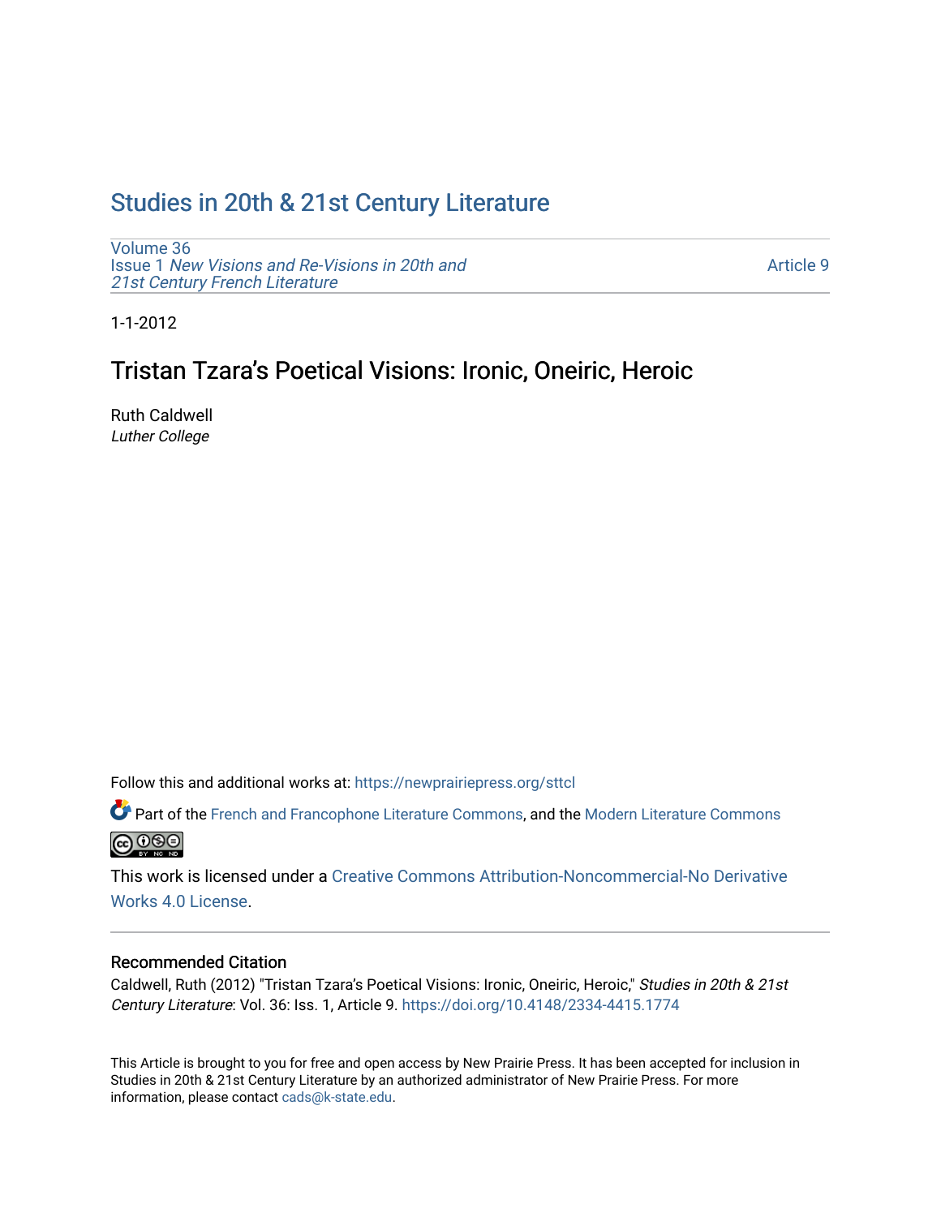# Studies in 20th & 21st Century Literature

Volume 36
Issue 1 *New Visions and Re-Visions in 20th and 21st Century French Literature*

Article 9

1-1-2012

## Tristan Tzara's Poetical Visions: Ironic, Oneiric, Heroic

Ruth Caldwell
*Luther College*

Follow this and additional works at: https://newprairiepress.org/sttcl

Part of the French and Francophone Literature Commons, and the Modern Literature Commons

This work is licensed under a Creative Commons Attribution-Noncommercial-No Derivative Works 4.0 License.

### Recommended Citation

Caldwell, Ruth (2012) "Tristan Tzara's Poetical Visions: Ironic, Oneiric, Heroic," *Studies in 20th & 21st Century Literature*: Vol. 36: Iss. 1, Article 9. https://doi.org/10.4148/2334-4415.1774

This Article is brought to you for free and open access by New Prairie Press. It has been accepted for inclusion in Studies in 20th & 21st Century Literature by an authorized administrator of New Prairie Press. For more information, please contact cads@k-state.edu.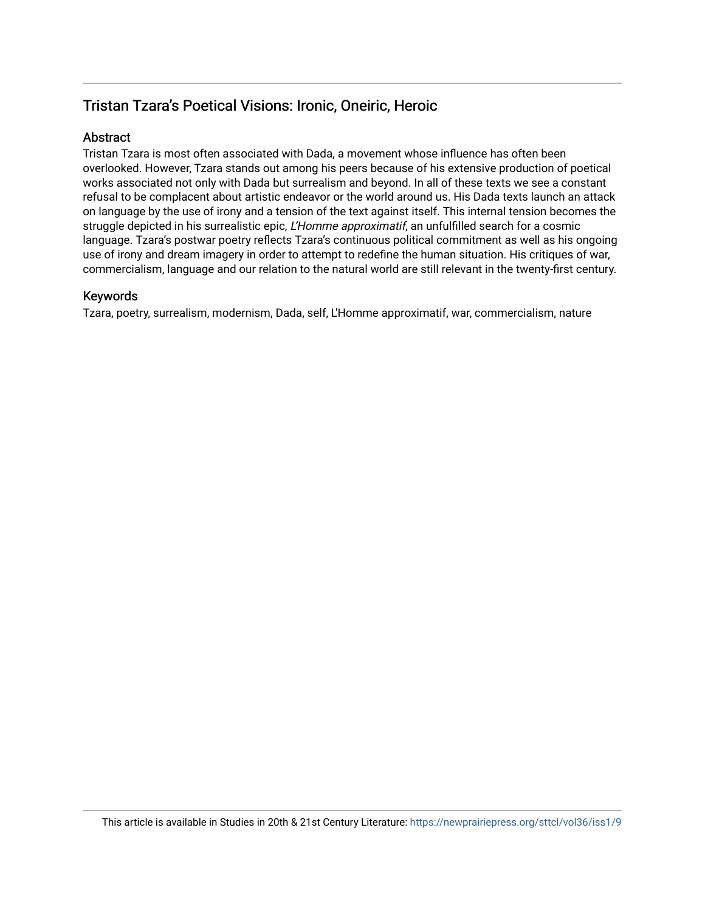# Tristan Tzara's Poetical Visions: Ironic, Oneiric, Heroic

## Abstract

Tristan Tzara is most often associated with Dada, a movement whose influence has often been overlooked. However, Tzara stands out among his peers because of his extensive production of poetical works associated not only with Dada but surrealism and beyond. In all of these texts we see a constant refusal to be complacent about artistic endeavor or the world around us. His Dada texts launch an attack on language by the use of irony and a tension of the text against itself. This internal tension becomes the struggle depicted in his surrealistic epic, *L'Homme approximatif*, an unfulfilled search for a cosmic language. Tzara's postwar poetry reflects Tzara's continuous political commitment as well as his ongoing use of irony and dream imagery in order to attempt to redefine the human situation. His critiques of war, commercialism, language and our relation to the natural world are still relevant in the twenty-first century.

## Keywords

Tzara, poetry, surrealism, modernism, Dada, self, L'Homme approximatif, war, commercialism, nature

This article is available in Studies in 20th & 21st Century Literature: https://newprairiepress.org/sttcl/vol36/iss1/9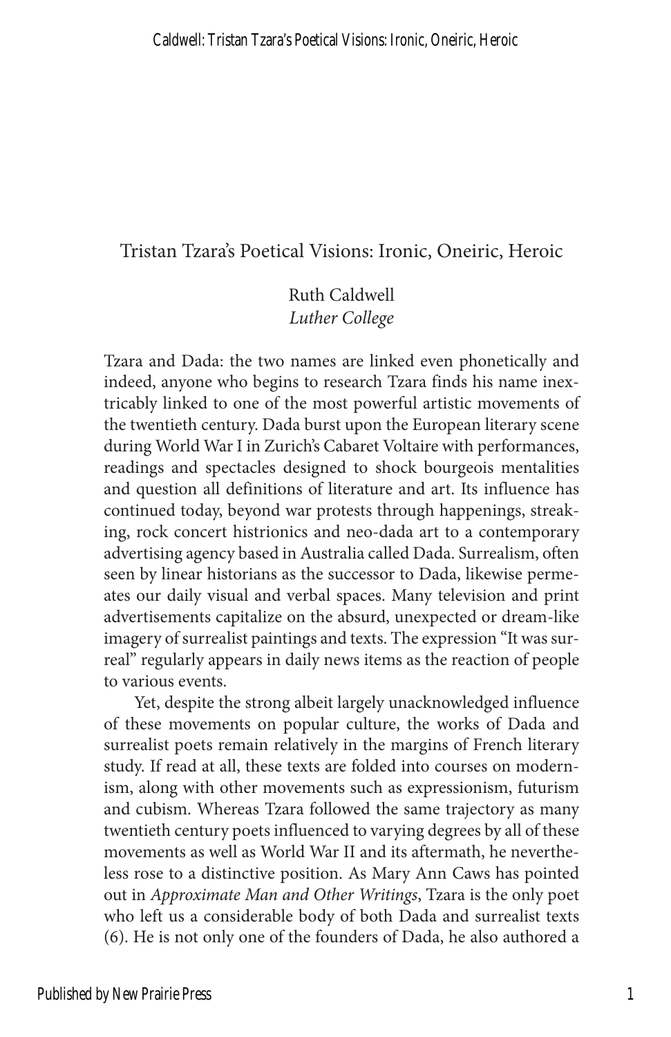# Tristan Tzara's Poetical Visions: Ironic, Oneiric, Heroic

Ruth Caldwell
*Luther College*

Tzara and Dada: the two names are linked even phonetically and indeed, anyone who begins to research Tzara finds his name inextricably linked to one of the most powerful artistic movements of the twentieth century. Dada burst upon the European literary scene during World War I in Zurich's Cabaret Voltaire with performances, readings and spectacles designed to shock bourgeois mentalities and question all definitions of literature and art. Its influence has continued today, beyond war protests through happenings, streaking, rock concert histrionics and neo-dada art to a contemporary advertising agency based in Australia called Dada. Surrealism, often seen by linear historians as the successor to Dada, likewise permeates our daily visual and verbal spaces. Many television and print advertisements capitalize on the absurd, unexpected or dream-like imagery of surrealist paintings and texts. The expression "It was surreal" regularly appears in daily news items as the reaction of people to various events.

Yet, despite the strong albeit largely unacknowledged influence of these movements on popular culture, the works of Dada and surrealist poets remain relatively in the margins of French literary study. If read at all, these texts are folded into courses on modernism, along with other movements such as expressionism, futurism and cubism. Whereas Tzara followed the same trajectory as many twentieth century poets influenced to varying degrees by all of these movements as well as World War II and its aftermath, he nevertheless rose to a distinctive position. As Mary Ann Caws has pointed out in *Approximate Man and Other Writings*, Tzara is the only poet who left us a considerable body of both Dada and surrealist texts (6). He is not only one of the founders of Dada, he also authored a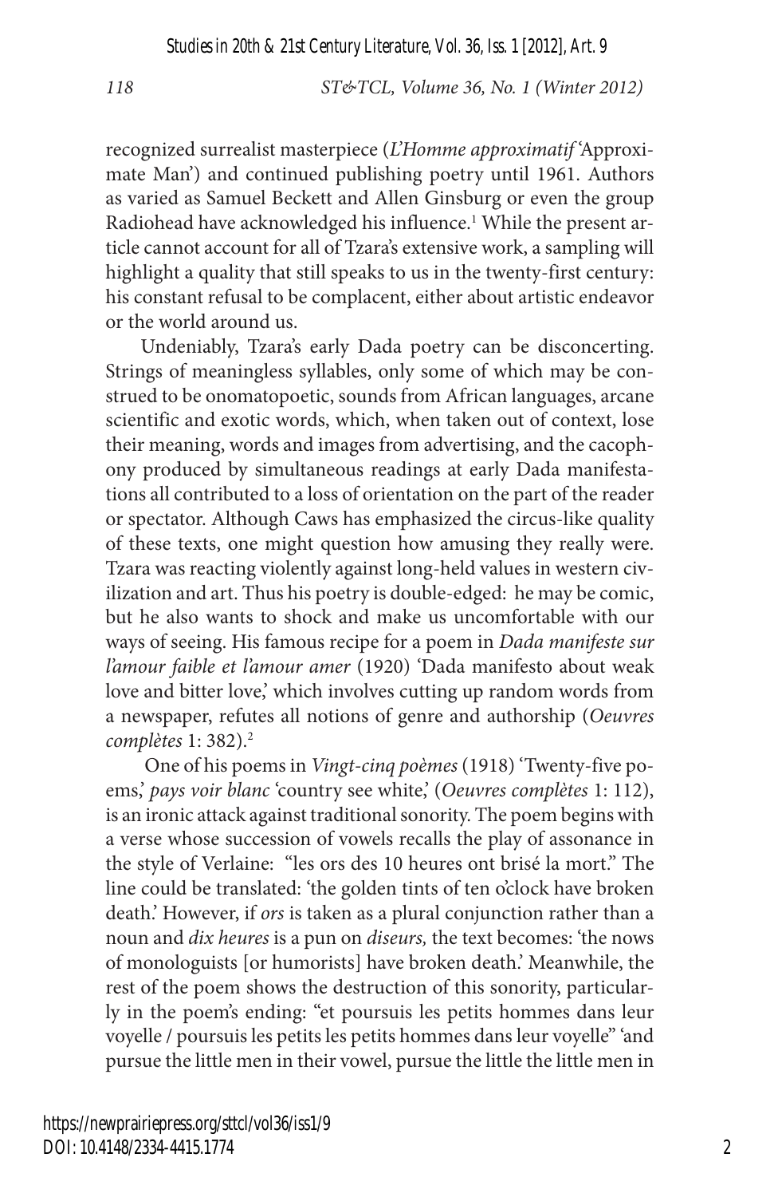recognized surrealist masterpiece (*L'Homme approximatif* 'Approximate Man') and continued publishing poetry until 1961. Authors as varied as Samuel Beckett and Allen Ginsburg or even the group Radiohead have acknowledged his influence.[1] While the present article cannot account for all of Tzara's extensive work, a sampling will highlight a quality that still speaks to us in the twenty-first century: his constant refusal to be complacent, either about artistic endeavor or the world around us.

Undeniably, Tzara's early Dada poetry can be disconcerting. Strings of meaningless syllables, only some of which may be construed to be onomatopoetic, sounds from African languages, arcane scientific and exotic words, which, when taken out of context, lose their meaning, words and images from advertising, and the cacophony produced by simultaneous readings at early Dada manifestations all contributed to a loss of orientation on the part of the reader or spectator. Although Caws has emphasized the circus-like quality of these texts, one might question how amusing they really were. Tzara was reacting violently against long-held values in western civilization and art. Thus his poetry is double-edged: he may be comic, but he also wants to shock and make us uncomfortable with our ways of seeing. His famous recipe for a poem in *Dada manifeste sur l'amour faible et l'amour amer* (1920) 'Dada manifesto about weak love and bitter love,' which involves cutting up random words from a newspaper, refutes all notions of genre and authorship (*Oeuvres complètes* 1: 382).[2]

One of his poems in *Vingt-cinq poèmes* (1918) 'Twenty-five poems,' *pays voir blanc* 'country see white,' (*Oeuvres complètes* 1: 112), is an ironic attack against traditional sonority. The poem begins with a verse whose succession of vowels recalls the play of assonance in the style of Verlaine: "les ors des 10 heures ont brisé la mort." The line could be translated: 'the golden tints of ten o'clock have broken death.' However, if *ors* is taken as a plural conjunction rather than a noun and *dix heures* is a pun on *diseurs,* the text becomes: 'the nows of monologuists [or humorists] have broken death.' Meanwhile, the rest of the poem shows the destruction of this sonority, particularly in the poem's ending: "et poursuis les petits hommes dans leur voyelle / poursuis les petits les petits hommes dans leur voyelle" 'and pursue the little men in their vowel, pursue the little the little men in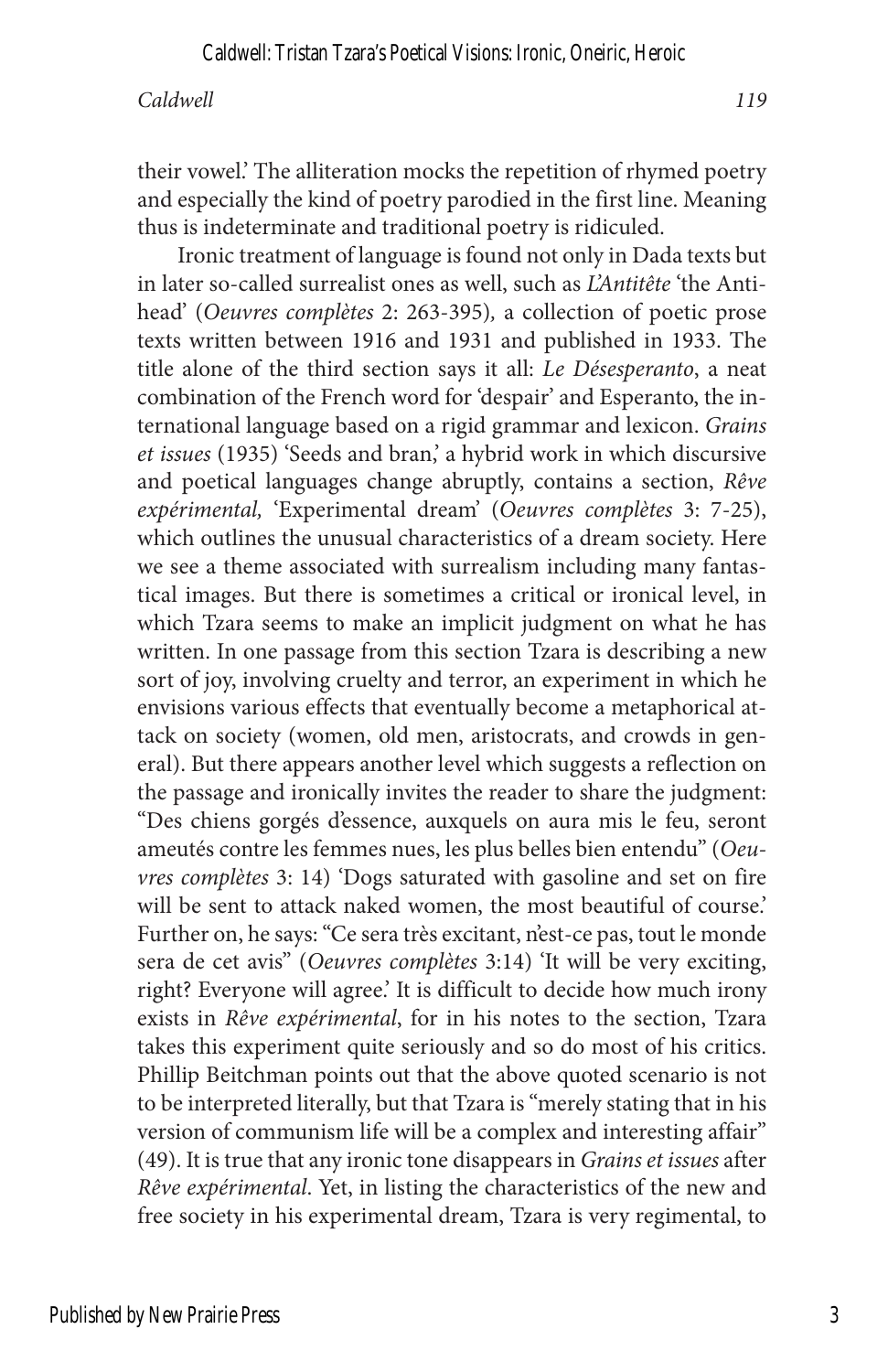their vowel.' The alliteration mocks the repetition of rhymed poetry and especially the kind of poetry parodied in the first line. Meaning thus is indeterminate and traditional poetry is ridiculed.

Ironic treatment of language is found not only in Dada texts but in later so-called surrealist ones as well, such as *L'Antitête* 'the Antihead' (*Oeuvres complètes* 2: 263-395), a collection of poetic prose texts written between 1916 and 1931 and published in 1933. The title alone of the third section says it all: *Le Désesperanto*, a neat combination of the French word for 'despair' and Esperanto, the international language based on a rigid grammar and lexicon. *Grains et issues* (1935) 'Seeds and bran,' a hybrid work in which discursive and poetical languages change abruptly, contains a section, *Rêve expérimental,* 'Experimental dream' (*Oeuvres complètes* 3: 7-25), which outlines the unusual characteristics of a dream society. Here we see a theme associated with surrealism including many fantastical images. But there is sometimes a critical or ironical level, in which Tzara seems to make an implicit judgment on what he has written. In one passage from this section Tzara is describing a new sort of joy, involving cruelty and terror, an experiment in which he envisions various effects that eventually become a metaphorical attack on society (women, old men, aristocrats, and crowds in general). But there appears another level which suggests a reflection on the passage and ironically invites the reader to share the judgment: "Des chiens gorgés d'essence, auxquels on aura mis le feu, seront ameutés contre les femmes nues, les plus belles bien entendu" (*Oeuvres complètes* 3: 14) 'Dogs saturated with gasoline and set on fire will be sent to attack naked women, the most beautiful of course.' Further on, he says: "Ce sera très excitant, n'est-ce pas, tout le monde sera de cet avis" (*Oeuvres complètes* 3:14) 'It will be very exciting, right? Everyone will agree.' It is difficult to decide how much irony exists in *Rêve expérimental*, for in his notes to the section, Tzara takes this experiment quite seriously and so do most of his critics. Phillip Beitchman points out that the above quoted scenario is not to be interpreted literally, but that Tzara is "merely stating that in his version of communism life will be a complex and interesting affair" (49). It is true that any ironic tone disappears in *Grains et issues* after *Rêve expérimental*. Yet, in listing the characteristics of the new and free society in his experimental dream, Tzara is very regimental, to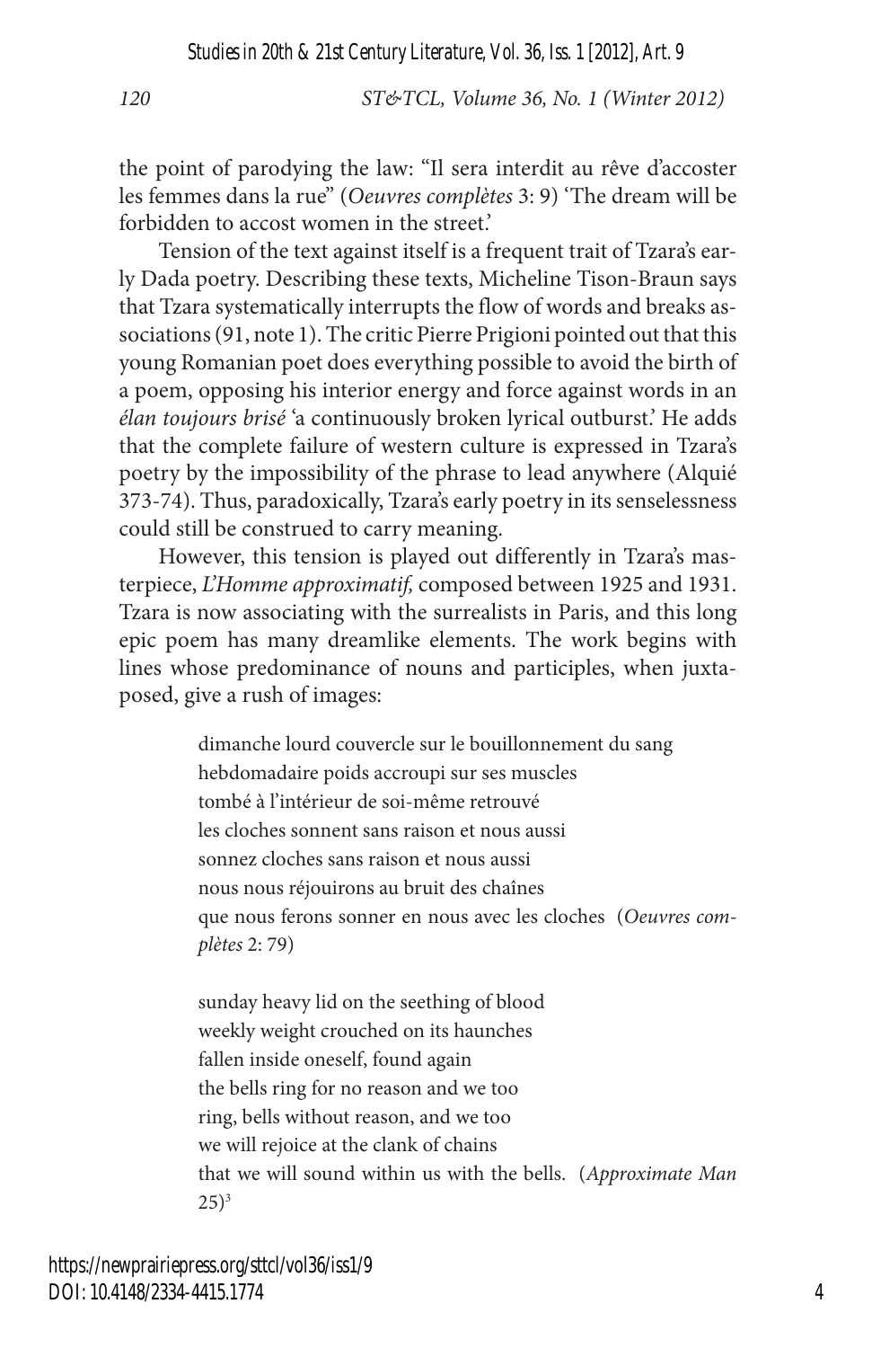the point of parodying the law: "Il sera interdit au rêve d'accoster les femmes dans la rue" (*Oeuvres complètes* 3: 9) 'The dream will be forbidden to accost women in the street.'

Tension of the text against itself is a frequent trait of Tzara's early Dada poetry. Describing these texts, Micheline Tison-Braun says that Tzara systematically interrupts the flow of words and breaks associations (91, note 1). The critic Pierre Prigioni pointed out that this young Romanian poet does everything possible to avoid the birth of a poem, opposing his interior energy and force against words in an *élan toujours brisé* 'a continuously broken lyrical outburst.' He adds that the complete failure of western culture is expressed in Tzara's poetry by the impossibility of the phrase to lead anywhere (Alquié 373-74). Thus, paradoxically, Tzara's early poetry in its senselessness could still be construed to carry meaning.

However, this tension is played out differently in Tzara's masterpiece, *L'Homme approximatif,* composed between 1925 and 1931. Tzara is now associating with the surrealists in Paris, and this long epic poem has many dreamlike elements. The work begins with lines whose predominance of nouns and participles, when juxtaposed, give a rush of images:

> dimanche lourd couvercle sur le bouillonnement du sang
> hebdomadaire poids accroupi sur ses muscles
> tombé à l'intérieur de soi-même retrouvé
> les cloches sonnent sans raison et nous aussi
> sonnez cloches sans raison et nous aussi
> nous nous réjouirons au bruit des chaînes
> que nous ferons sonner en nous avec les cloches (*Oeuvres complètes* 2: 79)

> sunday heavy lid on the seething of blood
> weekly weight crouched on its haunches
> fallen inside oneself, found again
> the bells ring for no reason and we too
> ring, bells without reason, and we too
> we will rejoice at the clank of chains
> that we will sound within us with the bells. (*Approximate Man* 25)[3]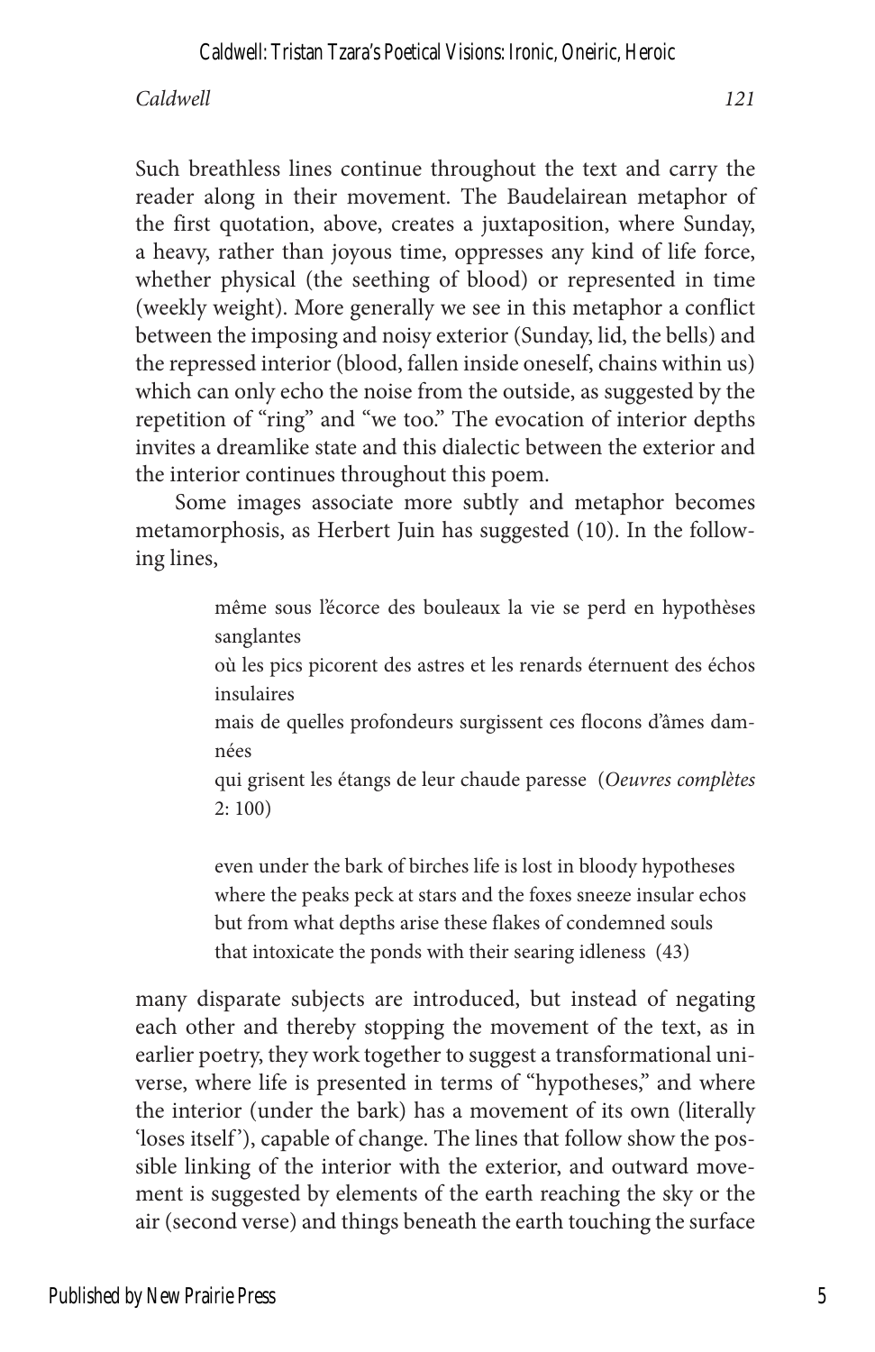Such breathless lines continue throughout the text and carry the reader along in their movement. The Baudelairean metaphor of the first quotation, above, creates a juxtaposition, where Sunday, a heavy, rather than joyous time, oppresses any kind of life force, whether physical (the seething of blood) or represented in time (weekly weight). More generally we see in this metaphor a conflict between the imposing and noisy exterior (Sunday, lid, the bells) and the repressed interior (blood, fallen inside oneself, chains within us) which can only echo the noise from the outside, as suggested by the repetition of "ring" and "we too." The evocation of interior depths invites a dreamlike state and this dialectic between the exterior and the interior continues throughout this poem.

Some images associate more subtly and metaphor becomes metamorphosis, as Herbert Juin has suggested (10). In the following lines,

> même sous l'écorce des bouleaux la vie se perd en hypothèses sanglantes
> où les pics picorent des astres et les renards éternuent des échos insulaires
> mais de quelles profondeurs surgissent ces flocons d'âmes damnées
> qui grisent les étangs de leur chaude paresse (*Oeuvres complètes* 2: 100)

> even under the bark of birches life is lost in bloody hypotheses
> where the peaks peck at stars and the foxes sneeze insular echos
> but from what depths arise these flakes of condemned souls
> that intoxicate the ponds with their searing idleness (43)

many disparate subjects are introduced, but instead of negating each other and thereby stopping the movement of the text, as in earlier poetry, they work together to suggest a transformational universe, where life is presented in terms of "hypotheses," and where the interior (under the bark) has a movement of its own (literally 'loses itself'), capable of change. The lines that follow show the possible linking of the interior with the exterior, and outward movement is suggested by elements of the earth reaching the sky or the air (second verse) and things beneath the earth touching the surface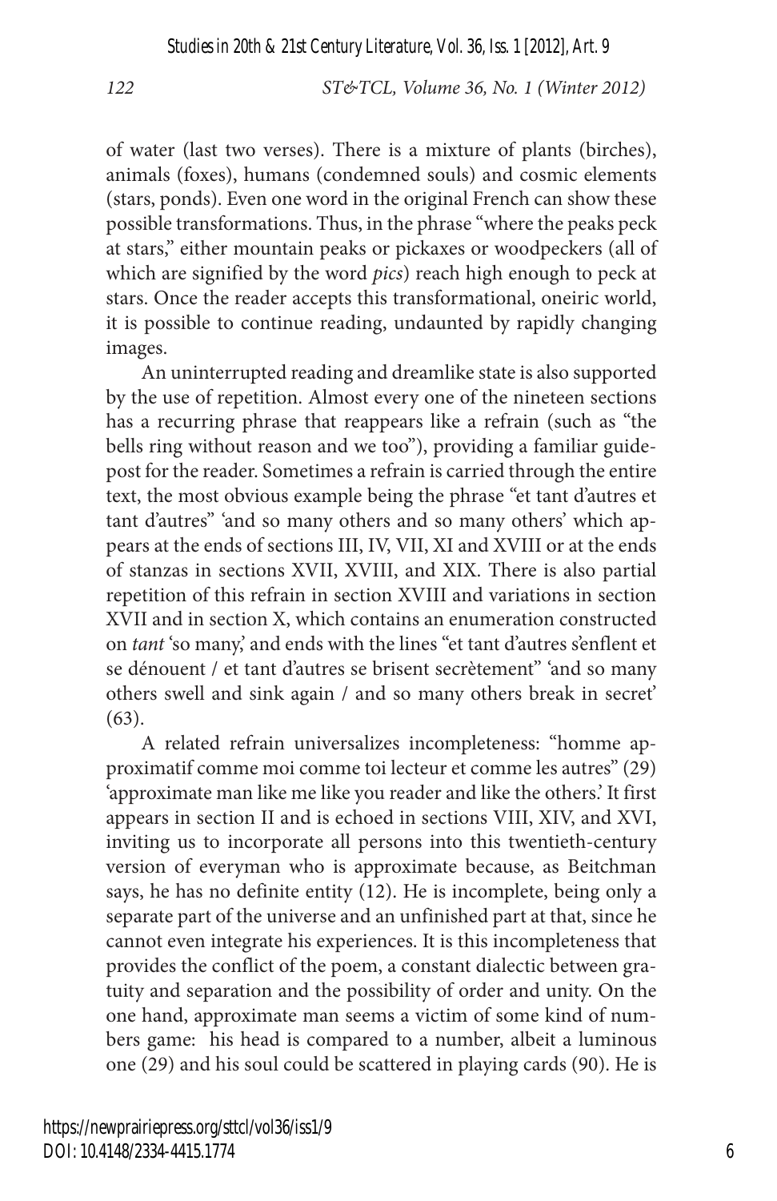of water (last two verses). There is a mixture of plants (birches), animals (foxes), humans (condemned souls) and cosmic elements (stars, ponds). Even one word in the original French can show these possible transformations. Thus, in the phrase "where the peaks peck at stars," either mountain peaks or pickaxes or woodpeckers (all of which are signified by the word *pics*) reach high enough to peck at stars. Once the reader accepts this transformational, oneiric world, it is possible to continue reading, undaunted by rapidly changing images.

An uninterrupted reading and dreamlike state is also supported by the use of repetition. Almost every one of the nineteen sections has a recurring phrase that reappears like a refrain (such as "the bells ring without reason and we too"), providing a familiar guidepost for the reader. Sometimes a refrain is carried through the entire text, the most obvious example being the phrase "et tant d'autres et tant d'autres" 'and so many others and so many others' which appears at the ends of sections III, IV, VII, XI and XVIII or at the ends of stanzas in sections XVII, XVIII, and XIX. There is also partial repetition of this refrain in section XVIII and variations in section XVII and in section X, which contains an enumeration constructed on *tant* 'so many,' and ends with the lines "et tant d'autres s'enflent et se dénouent / et tant d'autres se brisent secrètement" 'and so many others swell and sink again / and so many others break in secret' (63).

A related refrain universalizes incompleteness: "homme approximatif comme moi comme toi lecteur et comme les autres" (29) 'approximate man like me like you reader and like the others.' It first appears in section II and is echoed in sections VIII, XIV, and XVI, inviting us to incorporate all persons into this twentieth-century version of everyman who is approximate because, as Beitchman says, he has no definite entity (12). He is incomplete, being only a separate part of the universe and an unfinished part at that, since he cannot even integrate his experiences. It is this incompleteness that provides the conflict of the poem, a constant dialectic between gratuity and separation and the possibility of order and unity. On the one hand, approximate man seems a victim of some kind of numbers game: his head is compared to a number, albeit a luminous one (29) and his soul could be scattered in playing cards (90). He is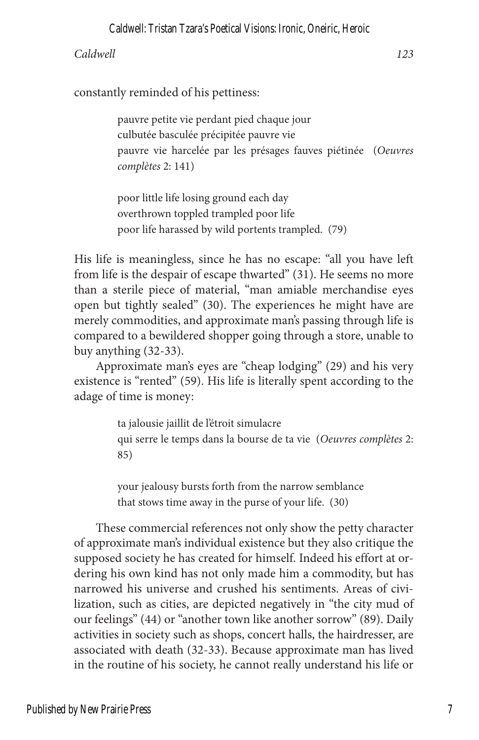constantly reminded of his pettiness:

> pauvre petite vie perdant pied chaque jour
> culbutée basculée précipitée pauvre vie
> pauvre vie harcelée par les présages fauves piétinée (*Oeuvres complètes* 2: 141)
>
> poor little life losing ground each day
> overthrown toppled trampled poor life
> poor life harassed by wild portents trampled. (79)

His life is meaningless, since he has no escape: "all you have left from life is the despair of escape thwarted" (31). He seems no more than a sterile piece of material, "man amiable merchandise eyes open but tightly sealed" (30). The experiences he might have are merely commodities, and approximate man's passing through life is compared to a bewildered shopper going through a store, unable to buy anything (32-33).

Approximate man's eyes are "cheap lodging" (29) and his very existence is "rented" (59). His life is literally spent according to the adage of time is money:

> ta jalousie jaillit de l'étroit simulacre
> qui serre le temps dans la bourse de ta vie (*Oeuvres complètes* 2: 85)
>
> your jealousy bursts forth from the narrow semblance
> that stows time away in the purse of your life. (30)

These commercial references not only show the petty character of approximate man's individual existence but they also critique the supposed society he has created for himself. Indeed his effort at ordering his own kind has not only made him a commodity, but has narrowed his universe and crushed his sentiments. Areas of civilization, such as cities, are depicted negatively in "the city mud of our feelings" (44) or "another town like another sorrow" (89). Daily activities in society such as shops, concert halls, the hairdresser, are associated with death (32-33). Because approximate man has lived in the routine of his society, he cannot really understand his life or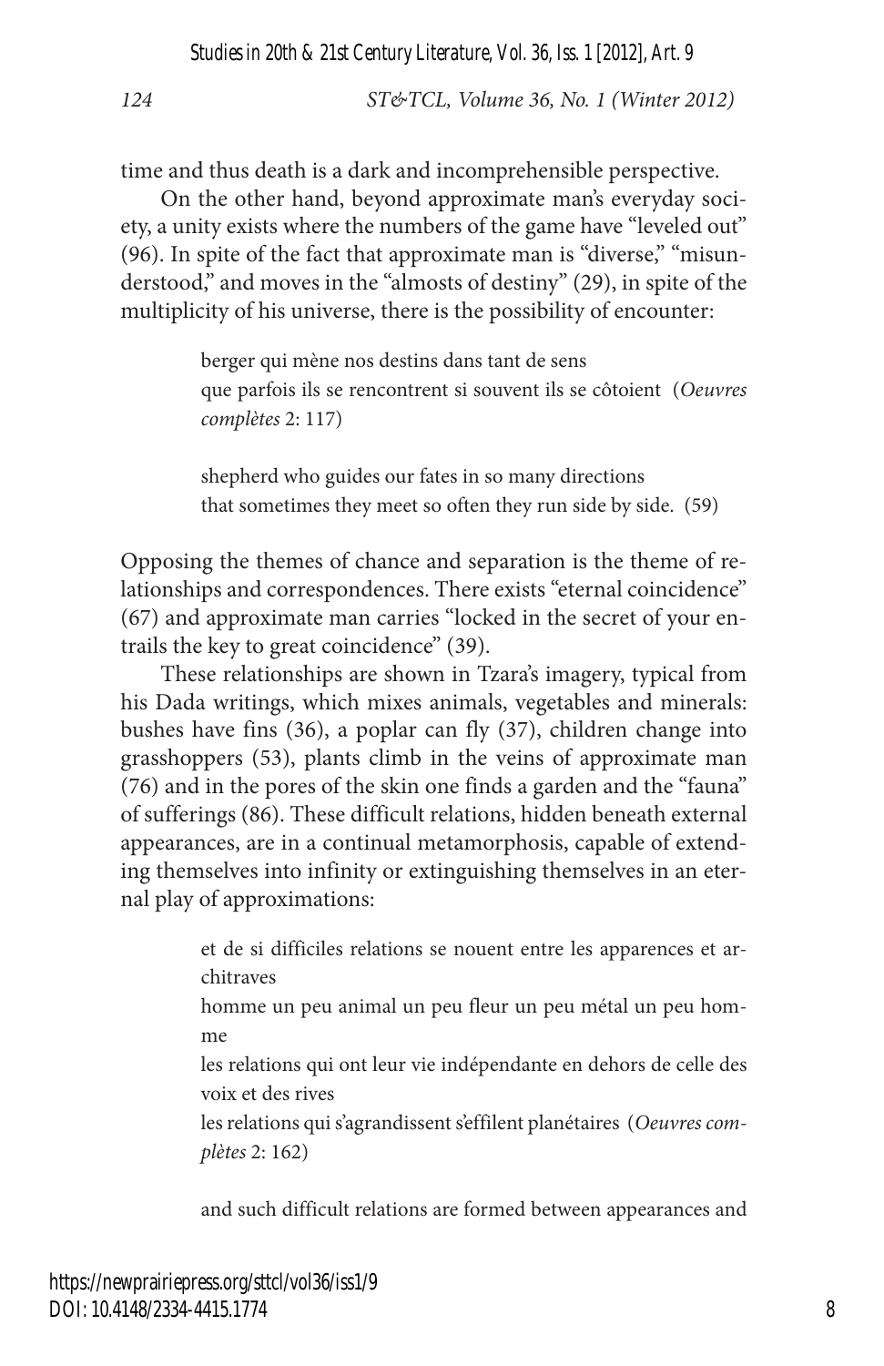time and thus death is a dark and incomprehensible perspective.

On the other hand, beyond approximate man's everyday society, a unity exists where the numbers of the game have "leveled out" (96). In spite of the fact that approximate man is "diverse," "misunderstood," and moves in the "almosts of destiny" (29), in spite of the multiplicity of his universe, there is the possibility of encounter:

> berger qui mène nos destins dans tant de sens
> que parfois ils se rencontrent si souvent ils se côtoient (*Oeuvres complètes* 2: 117)
>
> shepherd who guides our fates in so many directions
> that sometimes they meet so often they run side by side. (59)

Opposing the themes of chance and separation is the theme of relationships and correspondences. There exists "eternal coincidence" (67) and approximate man carries "locked in the secret of your entrails the key to great coincidence" (39).

These relationships are shown in Tzara's imagery, typical from his Dada writings, which mixes animals, vegetables and minerals: bushes have fins (36), a poplar can fly (37), children change into grasshoppers (53), plants climb in the veins of approximate man (76) and in the pores of the skin one finds a garden and the "fauna" of sufferings (86). These difficult relations, hidden beneath external appearances, are in a continual metamorphosis, capable of extending themselves into infinity or extinguishing themselves in an eternal play of approximations:

> et de si difficiles relations se nouent entre les apparences et architraves
> homme un peu animal un peu fleur un peu métal un peu homme
> les relations qui ont leur vie indépendante en dehors de celle des voix et des rives
> les relations qui s'agrandissent s'effilent planétaires (*Oeuvres complètes* 2: 162)
>
> and such difficult relations are formed between appearances and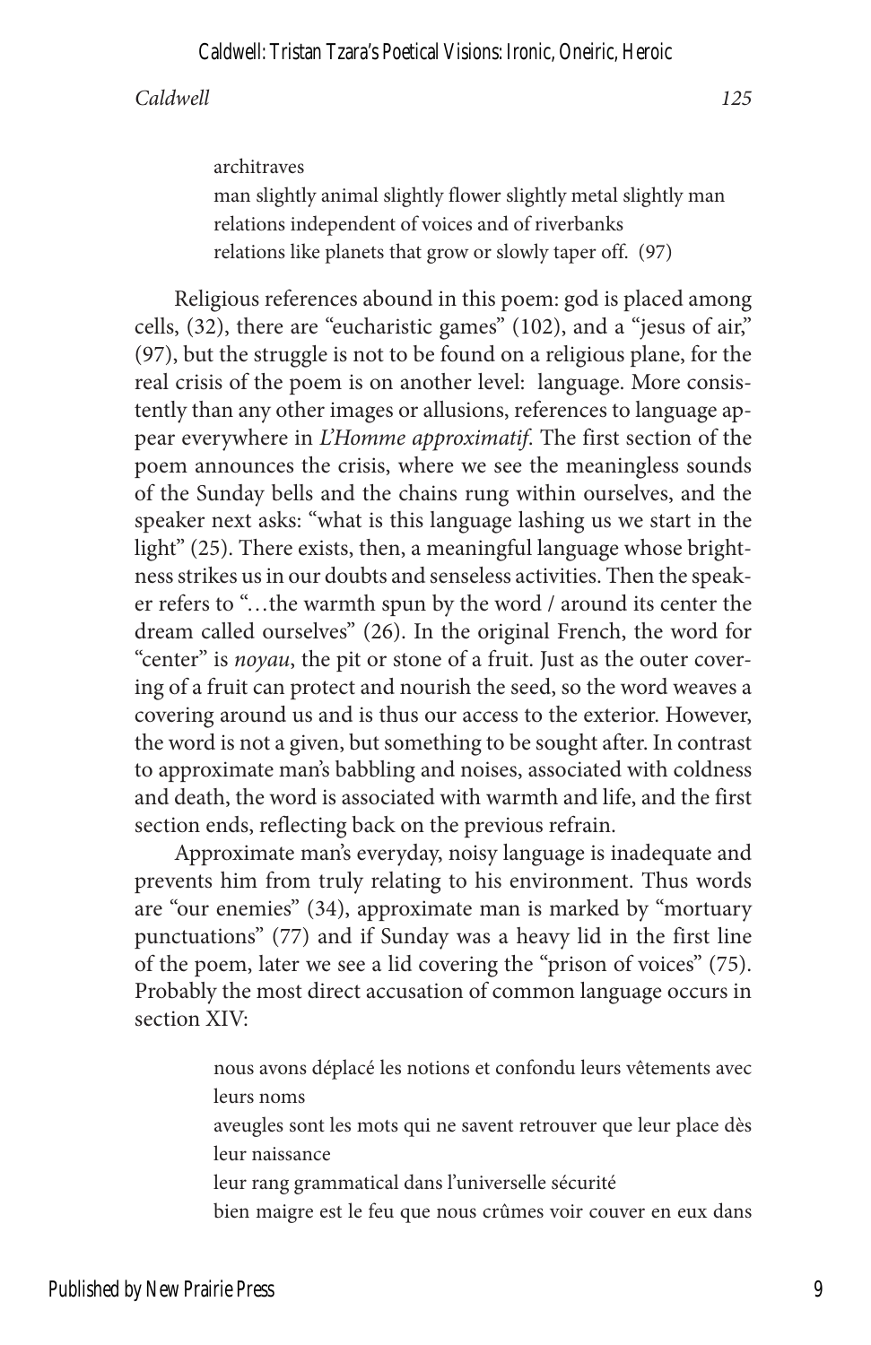architraves
man slightly animal slightly flower slightly metal slightly man
relations independent of voices and of riverbanks
relations like planets that grow or slowly taper off. (97)

Religious references abound in this poem: god is placed among cells, (32), there are "eucharistic games" (102), and a "jesus of air," (97), but the struggle is not to be found on a religious plane, for the real crisis of the poem is on another level: language. More consistently than any other images or allusions, references to language appear everywhere in *L'Homme approximatif*. The first section of the poem announces the crisis, where we see the meaningless sounds of the Sunday bells and the chains rung within ourselves, and the speaker next asks: "what is this language lashing us we start in the light" (25). There exists, then, a meaningful language whose brightness strikes us in our doubts and senseless activities. Then the speaker refers to "…the warmth spun by the word / around its center the dream called ourselves" (26). In the original French, the word for "center" is *noyau*, the pit or stone of a fruit. Just as the outer covering of a fruit can protect and nourish the seed, so the word weaves a covering around us and is thus our access to the exterior. However, the word is not a given, but something to be sought after. In contrast to approximate man's babbling and noises, associated with coldness and death, the word is associated with warmth and life, and the first section ends, reflecting back on the previous refrain.

Approximate man's everyday, noisy language is inadequate and prevents him from truly relating to his environment. Thus words are "our enemies" (34), approximate man is marked by "mortuary punctuations" (77) and if Sunday was a heavy lid in the first line of the poem, later we see a lid covering the "prison of voices" (75). Probably the most direct accusation of common language occurs in section XIV:

nous avons déplacé les notions et confondu leurs vêtements avec leurs noms
aveugles sont les mots qui ne savent retrouver que leur place dès leur naissance
leur rang grammatical dans l'universelle sécurité
bien maigre est le feu que nous crûmes voir couver en eux dans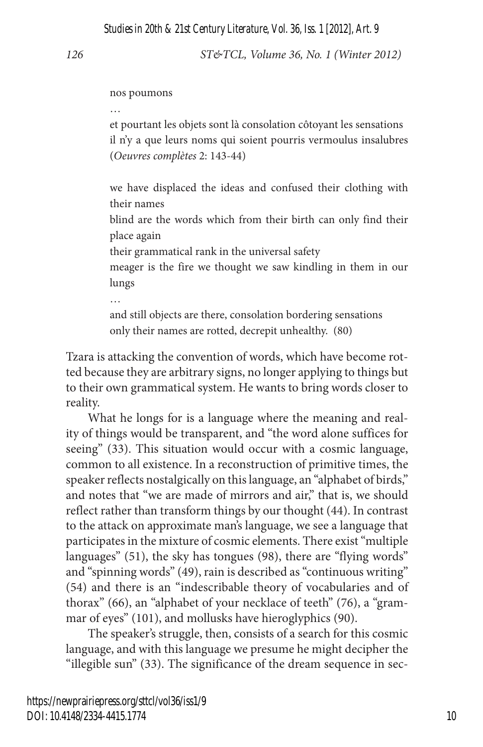nos poumons

…

et pourtant les objets sont là consolation côtoyant les sensations
il n'y a que leurs noms qui soient pourris vermoulus insalubres
(*Oeuvres complètes* 2: 143-44)

we have displaced the ideas and confused their clothing with their names
blind are the words which from their birth can only find their place again
their grammatical rank in the universal safety
meager is the fire we thought we saw kindling in them in our lungs

…

and still objects are there, consolation bordering sensations
only their names are rotted, decrepit unhealthy. (80)

Tzara is attacking the convention of words, which have become rotted because they are arbitrary signs, no longer applying to things but to their own grammatical system. He wants to bring words closer to reality.

What he longs for is a language where the meaning and reality of things would be transparent, and "the word alone suffices for seeing" (33). This situation would occur with a cosmic language, common to all existence. In a reconstruction of primitive times, the speaker reflects nostalgically on this language, an "alphabet of birds," and notes that "we are made of mirrors and air," that is, we should reflect rather than transform things by our thought (44). In contrast to the attack on approximate man's language, we see a language that participates in the mixture of cosmic elements. There exist "multiple languages" (51), the sky has tongues (98), there are "flying words" and "spinning words" (49), rain is described as "continuous writing" (54) and there is an "indescribable theory of vocabularies and of thorax" (66), an "alphabet of your necklace of teeth" (76), a "grammar of eyes" (101), and mollusks have hieroglyphics (90).

The speaker's struggle, then, consists of a search for this cosmic language, and with this language we presume he might decipher the "illegible sun" (33). The significance of the dream sequence in sec-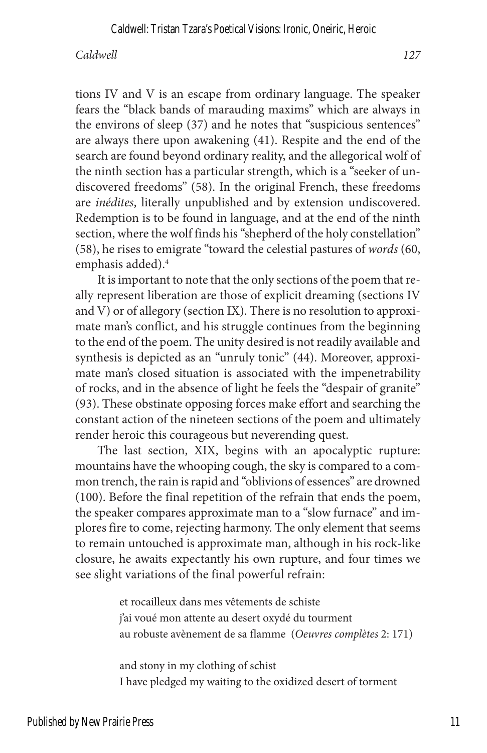tions IV and V is an escape from ordinary language. The speaker fears the "black bands of marauding maxims" which are always in the environs of sleep (37) and he notes that "suspicious sentences" are always there upon awakening (41). Respite and the end of the search are found beyond ordinary reality, and the allegorical wolf of the ninth section has a particular strength, which is a "seeker of undiscovered freedoms" (58). In the original French, these freedoms are *inédites*, literally unpublished and by extension undiscovered. Redemption is to be found in language, and at the end of the ninth section, where the wolf finds his "shepherd of the holy constellation" (58), he rises to emigrate "toward the celestial pastures of *words* (60, emphasis added).[4]

It is important to note that the only sections of the poem that really represent liberation are those of explicit dreaming (sections IV and V) or of allegory (section IX). There is no resolution to approximate man's conflict, and his struggle continues from the beginning to the end of the poem. The unity desired is not readily available and synthesis is depicted as an "unruly tonic" (44). Moreover, approximate man's closed situation is associated with the impenetrability of rocks, and in the absence of light he feels the "despair of granite" (93). These obstinate opposing forces make effort and searching the constant action of the nineteen sections of the poem and ultimately render heroic this courageous but neverending quest.

The last section, XIX, begins with an apocalyptic rupture: mountains have the whooping cough, the sky is compared to a common trench, the rain is rapid and "oblivions of essences" are drowned (100). Before the final repetition of the refrain that ends the poem, the speaker compares approximate man to a "slow furnace" and implores fire to come, rejecting harmony. The only element that seems to remain untouched is approximate man, although in his rock-like closure, he awaits expectantly his own rupture, and four times we see slight variations of the final powerful refrain:

> et rocailleux dans mes vêtements de schiste
> j'ai voué mon attente au desert oxydé du tourment
> au robuste avènement de sa flamme (*Oeuvres complètes* 2: 171)

> and stony in my clothing of schist
> I have pledged my waiting to the oxidized desert of torment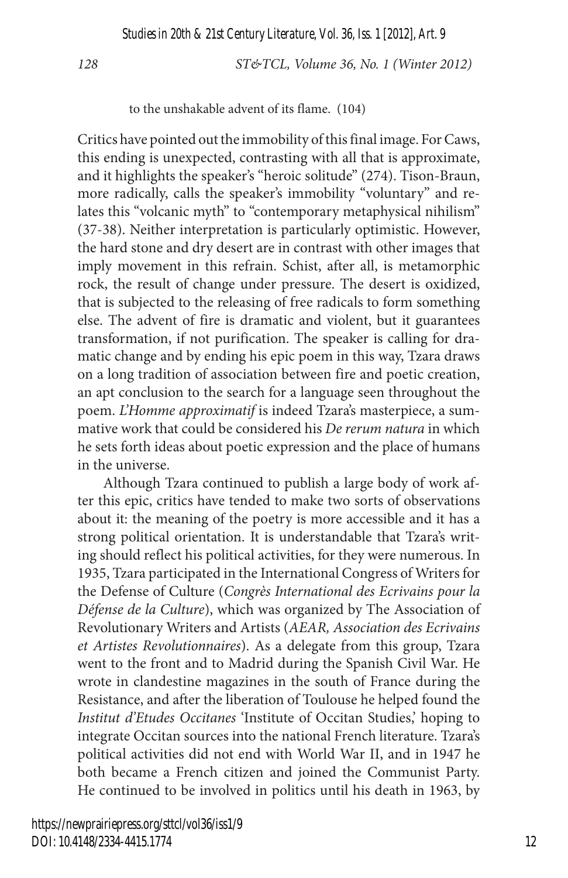to the unshakable advent of its flame. (104)

Critics have pointed out the immobility of this final image. For Caws, this ending is unexpected, contrasting with all that is approximate, and it highlights the speaker's "heroic solitude" (274). Tison-Braun, more radically, calls the speaker's immobility "voluntary" and relates this "volcanic myth" to "contemporary metaphysical nihilism" (37-38). Neither interpretation is particularly optimistic. However, the hard stone and dry desert are in contrast with other images that imply movement in this refrain. Schist, after all, is metamorphic rock, the result of change under pressure. The desert is oxidized, that is subjected to the releasing of free radicals to form something else. The advent of fire is dramatic and violent, but it guarantees transformation, if not purification. The speaker is calling for dramatic change and by ending his epic poem in this way, Tzara draws on a long tradition of association between fire and poetic creation, an apt conclusion to the search for a language seen throughout the poem. *L'Homme approximatif* is indeed Tzara's masterpiece, a summative work that could be considered his *De rerum natura* in which he sets forth ideas about poetic expression and the place of humans in the universe.

Although Tzara continued to publish a large body of work after this epic, critics have tended to make two sorts of observations about it: the meaning of the poetry is more accessible and it has a strong political orientation. It is understandable that Tzara's writing should reflect his political activities, for they were numerous. In 1935, Tzara participated in the International Congress of Writers for the Defense of Culture (*Congrès International des Ecrivains pour la Défense de la Culture*), which was organized by The Association of Revolutionary Writers and Artists (*AEAR, Association des Ecrivains et Artistes Revolutionnaires*). As a delegate from this group, Tzara went to the front and to Madrid during the Spanish Civil War. He wrote in clandestine magazines in the south of France during the Resistance, and after the liberation of Toulouse he helped found the *Institut d'Etudes Occitanes* 'Institute of Occitan Studies,' hoping to integrate Occitan sources into the national French literature. Tzara's political activities did not end with World War II, and in 1947 he both became a French citizen and joined the Communist Party. He continued to be involved in politics until his death in 1963, by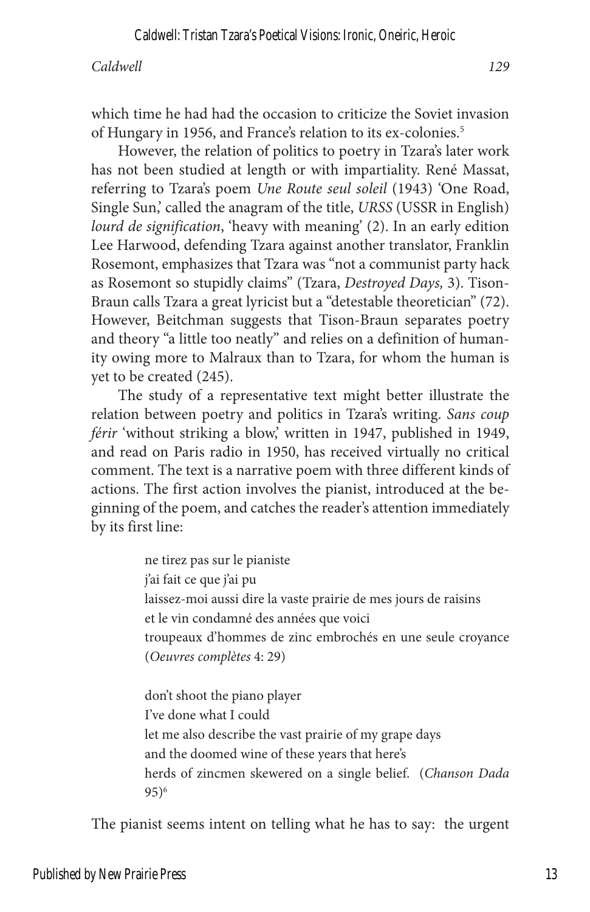which time he had had the occasion to criticize the Soviet invasion of Hungary in 1956, and France's relation to its ex-colonies.[5]

However, the relation of politics to poetry in Tzara's later work has not been studied at length or with impartiality. René Massat, referring to Tzara's poem *Une Route seul soleil* (1943) 'One Road, Single Sun,' called the anagram of the title, *URSS* (USSR in English) *lourd de signification*, 'heavy with meaning' (2). In an early edition Lee Harwood, defending Tzara against another translator, Franklin Rosemont, emphasizes that Tzara was "not a communist party hack as Rosemont so stupidly claims" (Tzara, *Destroyed Days,* 3). Tison-Braun calls Tzara a great lyricist but a "detestable theoretician" (72). However, Beitchman suggests that Tison-Braun separates poetry and theory "a little too neatly" and relies on a definition of humanity owing more to Malraux than to Tzara, for whom the human is yet to be created (245).

The study of a representative text might better illustrate the relation between poetry and politics in Tzara's writing. *Sans coup férir* 'without striking a blow,' written in 1947, published in 1949, and read on Paris radio in 1950, has received virtually no critical comment. The text is a narrative poem with three different kinds of actions. The first action involves the pianist, introduced at the beginning of the poem, and catches the reader's attention immediately by its first line:

> ne tirez pas sur le pianiste
> j'ai fait ce que j'ai pu
> laissez-moi aussi dire la vaste prairie de mes jours de raisins
> et le vin condamné des années que voici
> troupeaux d'hommes de zinc embrochés en une seule croyance (*Oeuvres complètes* 4: 29)
>
> don't shoot the piano player
> I've done what I could
> let me also describe the vast prairie of my grape days
> and the doomed wine of these years that here's
> herds of zincmen skewered on a single belief. (*Chanson Dada* 95)[6]

The pianist seems intent on telling what he has to say: the urgent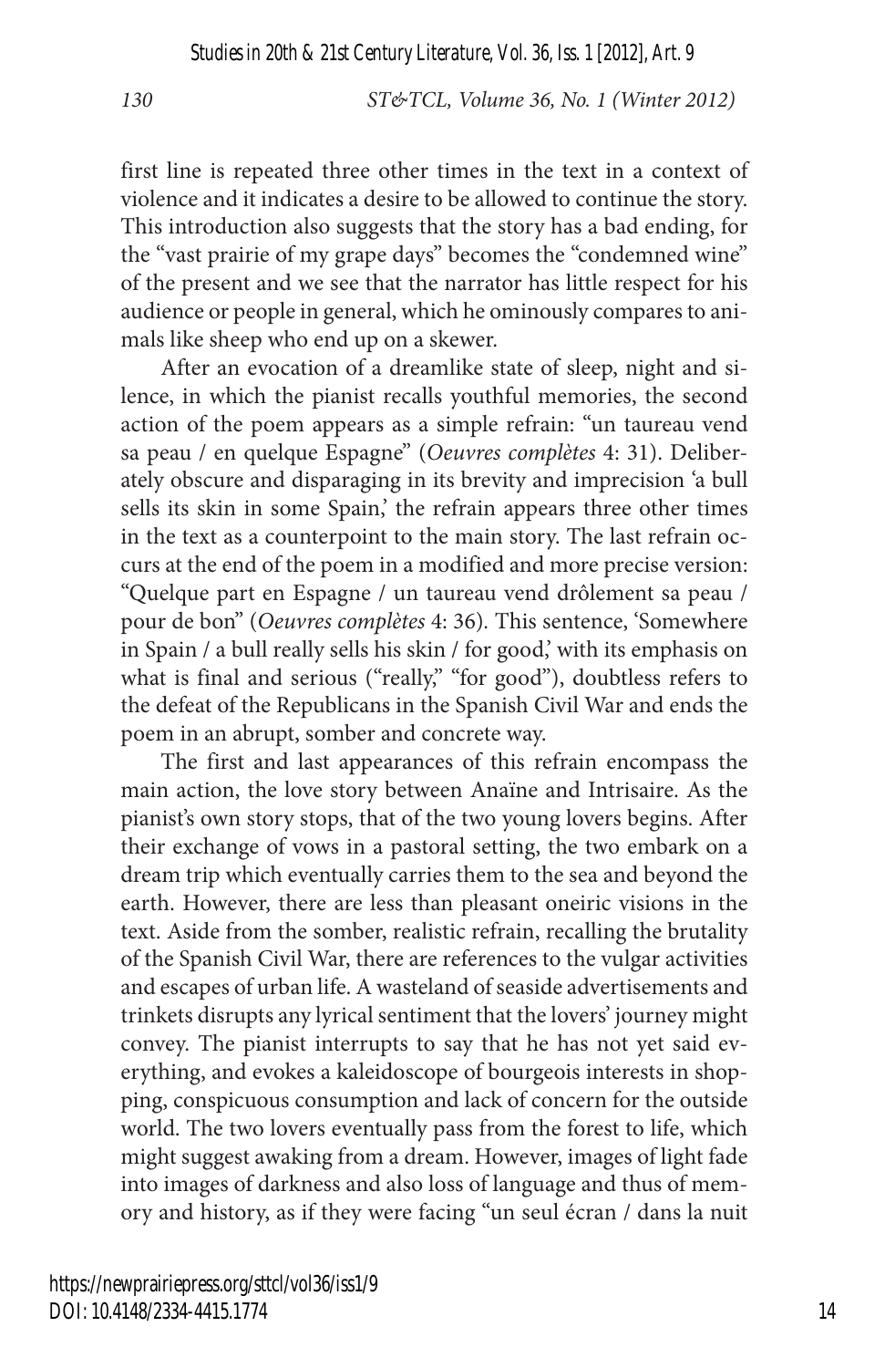first line is repeated three other times in the text in a context of violence and it indicates a desire to be allowed to continue the story. This introduction also suggests that the story has a bad ending, for the "vast prairie of my grape days" becomes the "condemned wine" of the present and we see that the narrator has little respect for his audience or people in general, which he ominously compares to animals like sheep who end up on a skewer.

After an evocation of a dreamlike state of sleep, night and silence, in which the pianist recalls youthful memories, the second action of the poem appears as a simple refrain: "un taureau vend sa peau / en quelque Espagne" (*Oeuvres complètes* 4: 31). Deliberately obscure and disparaging in its brevity and imprecision 'a bull sells its skin in some Spain,' the refrain appears three other times in the text as a counterpoint to the main story. The last refrain occurs at the end of the poem in a modified and more precise version: "Quelque part en Espagne / un taureau vend drôlement sa peau / pour de bon" (*Oeuvres complètes* 4: 36). This sentence, 'Somewhere in Spain / a bull really sells his skin / for good,' with its emphasis on what is final and serious ("really," "for good"), doubtless refers to the defeat of the Republicans in the Spanish Civil War and ends the poem in an abrupt, somber and concrete way.

The first and last appearances of this refrain encompass the main action, the love story between Anaïne and Intrisaire. As the pianist's own story stops, that of the two young lovers begins. After their exchange of vows in a pastoral setting, the two embark on a dream trip which eventually carries them to the sea and beyond the earth. However, there are less than pleasant oneiric visions in the text. Aside from the somber, realistic refrain, recalling the brutality of the Spanish Civil War, there are references to the vulgar activities and escapes of urban life. A wasteland of seaside advertisements and trinkets disrupts any lyrical sentiment that the lovers' journey might convey. The pianist interrupts to say that he has not yet said everything, and evokes a kaleidoscope of bourgeois interests in shopping, conspicuous consumption and lack of concern for the outside world. The two lovers eventually pass from the forest to life, which might suggest awaking from a dream. However, images of light fade into images of darkness and also loss of language and thus of memory and history, as if they were facing "un seul écran / dans la nuit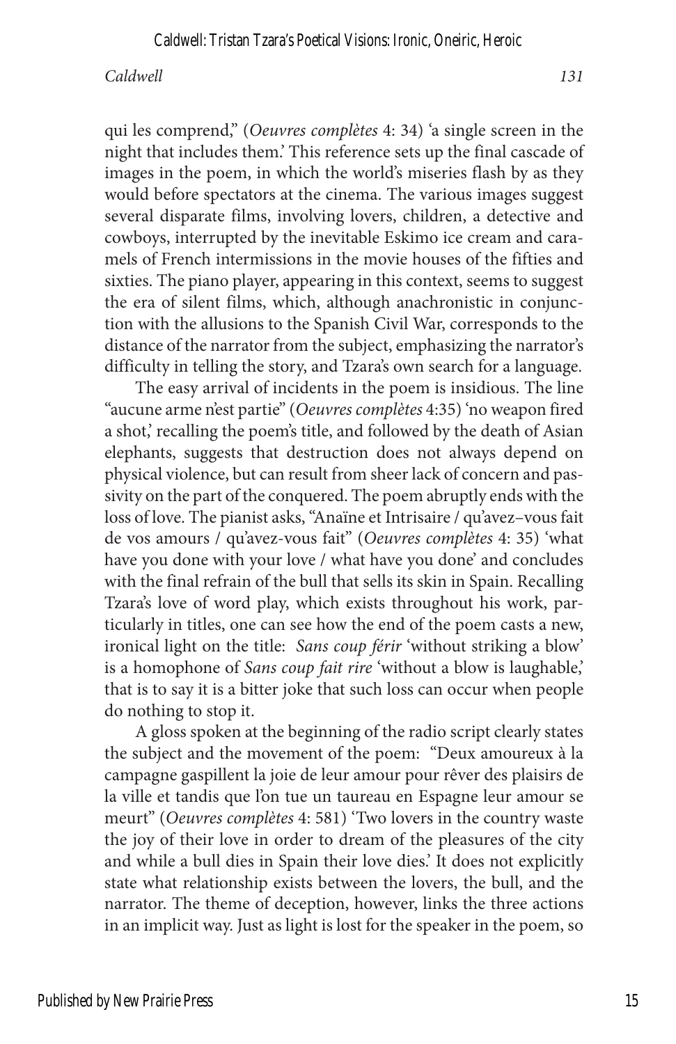qui les comprend," (*Oeuvres complètes* 4: 34) 'a single screen in the night that includes them.' This reference sets up the final cascade of images in the poem, in which the world's miseries flash by as they would before spectators at the cinema. The various images suggest several disparate films, involving lovers, children, a detective and cowboys, interrupted by the inevitable Eskimo ice cream and caramels of French intermissions in the movie houses of the fifties and sixties. The piano player, appearing in this context, seems to suggest the era of silent films, which, although anachronistic in conjunction with the allusions to the Spanish Civil War, corresponds to the distance of the narrator from the subject, emphasizing the narrator's difficulty in telling the story, and Tzara's own search for a language.

The easy arrival of incidents in the poem is insidious. The line "aucune arme n'est partie" (*Oeuvres complètes* 4:35) 'no weapon fired a shot,' recalling the poem's title, and followed by the death of Asian elephants, suggests that destruction does not always depend on physical violence, but can result from sheer lack of concern and passivity on the part of the conquered. The poem abruptly ends with the loss of love. The pianist asks, "Anaïne et Intrisaire / qu'avez–vous fait de vos amours / qu'avez-vous fait" (*Oeuvres complètes* 4: 35) 'what have you done with your love / what have you done' and concludes with the final refrain of the bull that sells its skin in Spain. Recalling Tzara's love of word play, which exists throughout his work, particularly in titles, one can see how the end of the poem casts a new, ironical light on the title: *Sans coup férir* 'without striking a blow' is a homophone of *Sans coup fait rire* 'without a blow is laughable,' that is to say it is a bitter joke that such loss can occur when people do nothing to stop it.

A gloss spoken at the beginning of the radio script clearly states the subject and the movement of the poem: "Deux amoureux à la campagne gaspillent la joie de leur amour pour rêver des plaisirs de la ville et tandis que l'on tue un taureau en Espagne leur amour se meurt" (*Oeuvres complètes* 4: 581) 'Two lovers in the country waste the joy of their love in order to dream of the pleasures of the city and while a bull dies in Spain their love dies.' It does not explicitly state what relationship exists between the lovers, the bull, and the narrator. The theme of deception, however, links the three actions in an implicit way. Just as light is lost for the speaker in the poem, so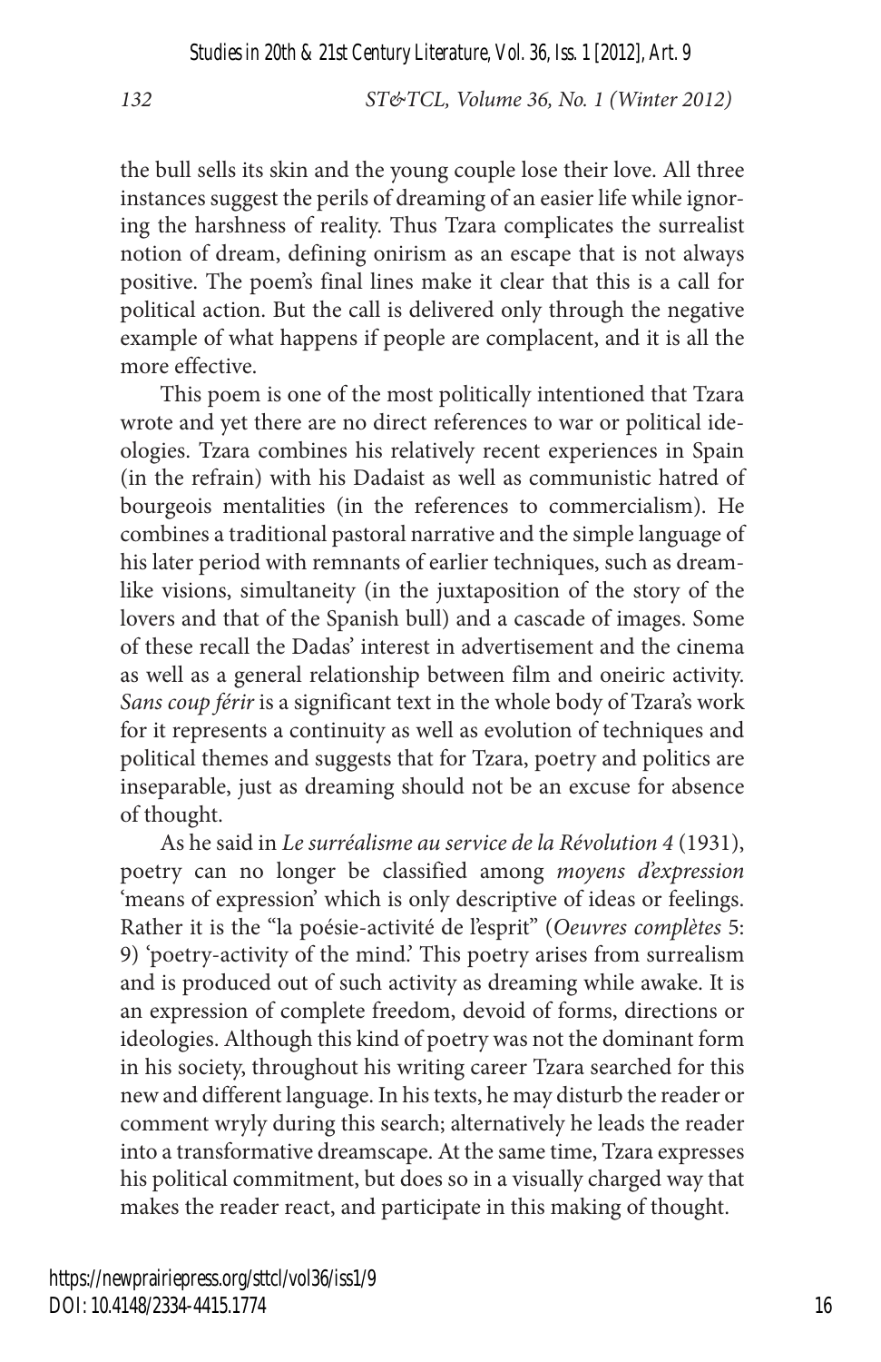the bull sells its skin and the young couple lose their love. All three instances suggest the perils of dreaming of an easier life while ignoring the harshness of reality. Thus Tzara complicates the surrealist notion of dream, defining onirism as an escape that is not always positive. The poem's final lines make it clear that this is a call for political action. But the call is delivered only through the negative example of what happens if people are complacent, and it is all the more effective.

This poem is one of the most politically intentioned that Tzara wrote and yet there are no direct references to war or political ideologies. Tzara combines his relatively recent experiences in Spain (in the refrain) with his Dadaist as well as communistic hatred of bourgeois mentalities (in the references to commercialism). He combines a traditional pastoral narrative and the simple language of his later period with remnants of earlier techniques, such as dreamlike visions, simultaneity (in the juxtaposition of the story of the lovers and that of the Spanish bull) and a cascade of images. Some of these recall the Dadas' interest in advertisement and the cinema as well as a general relationship between film and oneiric activity. *Sans coup férir* is a significant text in the whole body of Tzara's work for it represents a continuity as well as evolution of techniques and political themes and suggests that for Tzara, poetry and politics are inseparable, just as dreaming should not be an excuse for absence of thought.

As he said in *Le surréalisme au service de la Révolution 4* (1931), poetry can no longer be classified among *moyens d'expression* 'means of expression' which is only descriptive of ideas or feelings. Rather it is the "la poésie-activité de l'esprit" (*Oeuvres complètes* 5: 9) 'poetry-activity of the mind.' This poetry arises from surrealism and is produced out of such activity as dreaming while awake. It is an expression of complete freedom, devoid of forms, directions or ideologies. Although this kind of poetry was not the dominant form in his society, throughout his writing career Tzara searched for this new and different language. In his texts, he may disturb the reader or comment wryly during this search; alternatively he leads the reader into a transformative dreamscape. At the same time, Tzara expresses his political commitment, but does so in a visually charged way that makes the reader react, and participate in this making of thought.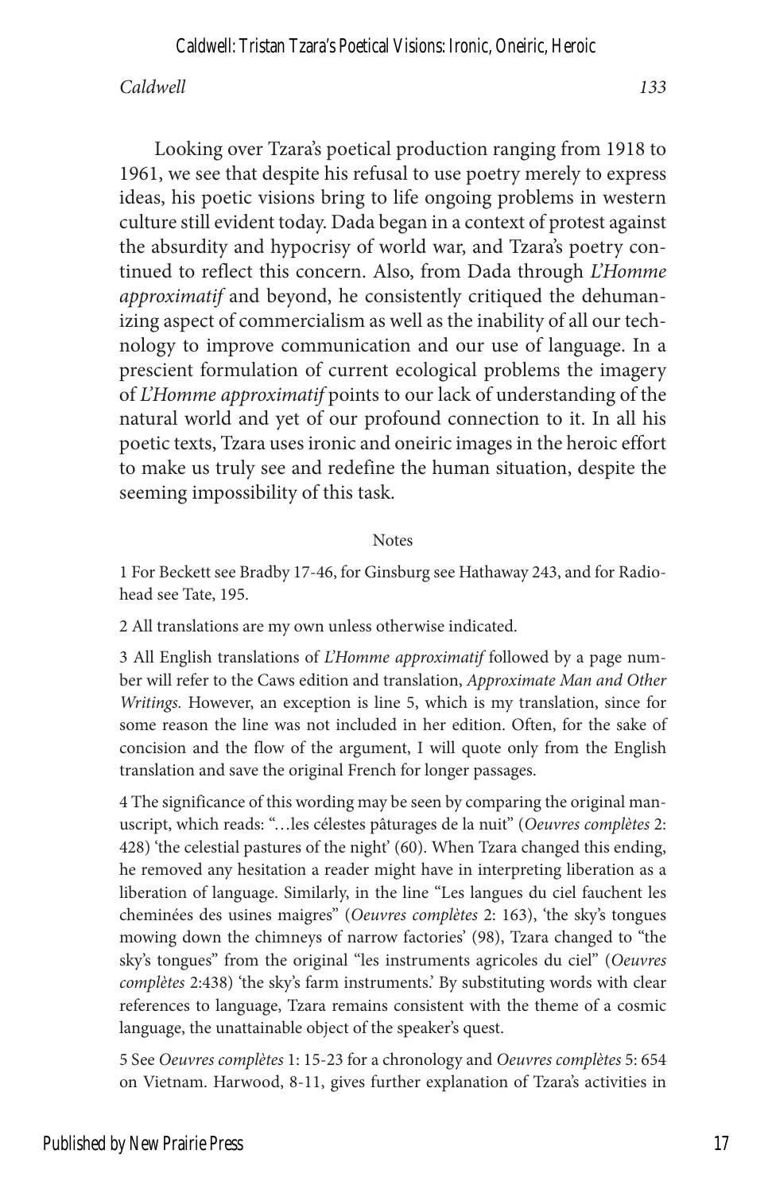Looking over Tzara's poetical production ranging from 1918 to 1961, we see that despite his refusal to use poetry merely to express ideas, his poetic visions bring to life ongoing problems in western culture still evident today. Dada began in a context of protest against the absurdity and hypocrisy of world war, and Tzara's poetry continued to reflect this concern. Also, from Dada through *L'Homme approximatif* and beyond, he consistently critiqued the dehumanizing aspect of commercialism as well as the inability of all our technology to improve communication and our use of language. In a prescient formulation of current ecological problems the imagery of *L'Homme approximatif* points to our lack of understanding of the natural world and yet of our profound connection to it. In all his poetic texts, Tzara uses ironic and oneiric images in the heroic effort to make us truly see and redefine the human situation, despite the seeming impossibility of this task.

## Notes

1 For Beckett see Bradby 17-46, for Ginsburg see Hathaway 243, and for Radiohead see Tate, 195.

2 All translations are my own unless otherwise indicated.

3 All English translations of *L'Homme approximatif* followed by a page number will refer to the Caws edition and translation, *Approximate Man and Other Writings.* However, an exception is line 5, which is my translation, since for some reason the line was not included in her edition. Often, for the sake of concision and the flow of the argument, I will quote only from the English translation and save the original French for longer passages.

4 The significance of this wording may be seen by comparing the original manuscript, which reads: "…les célestes pâturages de la nuit" (*Oeuvres complètes* 2: 428) 'the celestial pastures of the night' (60). When Tzara changed this ending, he removed any hesitation a reader might have in interpreting liberation as a liberation of language. Similarly, in the line "Les langues du ciel fauchent les cheminées des usines maigres" (*Oeuvres complètes* 2: 163), 'the sky's tongues mowing down the chimneys of narrow factories' (98), Tzara changed to "the sky's tongues" from the original "les instruments agricoles du ciel" (*Oeuvres complètes* 2:438) 'the sky's farm instruments.' By substituting words with clear references to language, Tzara remains consistent with the theme of a cosmic language, the unattainable object of the speaker's quest.

5 See *Oeuvres complètes* 1: 15-23 for a chronology and *Oeuvres complètes* 5: 654 on Vietnam. Harwood, 8-11, gives further explanation of Tzara's activities in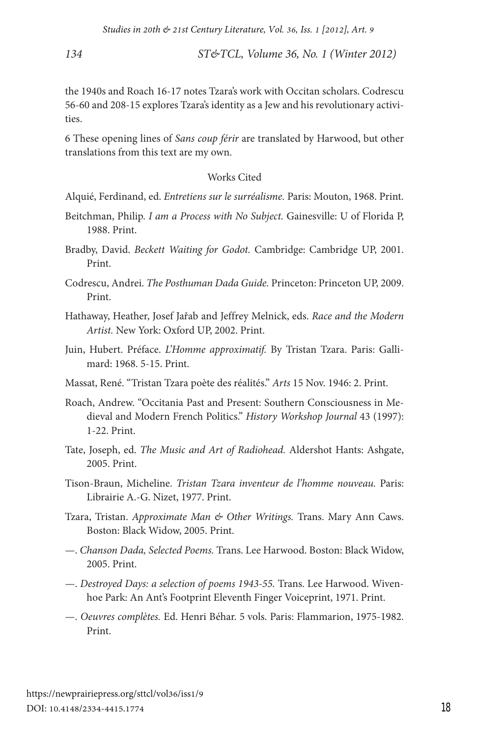the 1940s and Roach 16-17 notes Tzara's work with Occitan scholars. Codrescu 56-60 and 208-15 explores Tzara's identity as a Jew and his revolutionary activities.

6 These opening lines of *Sans coup férir* are translated by Harwood, but other translations from this text are my own.

## Works Cited

Alquié, Ferdinand, ed. *Entretiens sur le surréalisme.* Paris: Mouton, 1968. Print.

Beitchman, Philip. *I am a Process with No Subject.* Gainesville: U of Florida P, 1988. Print.

Bradby, David. *Beckett Waiting for Godot.* Cambridge: Cambridge UP, 2001. Print.

Codrescu, Andrei. *The Posthuman Dada Guide.* Princeton: Princeton UP, 2009. Print.

Hathaway, Heather, Josef Jařab and Jeffrey Melnick, eds. *Race and the Modern Artist.* New York: Oxford UP, 2002. Print.

Juin, Hubert. Préface. *L'Homme approximatif.* By Tristan Tzara. Paris: Gallimard: 1968. 5-15. Print.

Massat, René. "Tristan Tzara poète des réalités." *Arts* 15 Nov. 1946: 2. Print.

Roach, Andrew. "Occitania Past and Present: Southern Consciousness in Medieval and Modern French Politics." *History Workshop Journal* 43 (1997): 1-22. Print.

Tate, Joseph, ed. *The Music and Art of Radiohead.* Aldershot Hants: Ashgate, 2005. Print.

Tison-Braun, Micheline. *Tristan Tzara inventeur de l'homme nouveau.* Paris: Librairie A.-G. Nizet, 1977. Print.

Tzara, Tristan. *Approximate Man & Other Writings.* Trans. Mary Ann Caws. Boston: Black Widow, 2005. Print.

—. *Chanson Dada, Selected Poems.* Trans. Lee Harwood. Boston: Black Widow, 2005. Print.

—. *Destroyed Days: a selection of poems 1943-55.* Trans. Lee Harwood. Wivenhoe Park: An Ant's Footprint Eleventh Finger Voiceprint, 1971. Print.

—. *Oeuvres complètes.* Ed. Henri Béhar. 5 vols. Paris: Flammarion, 1975-1982. Print.